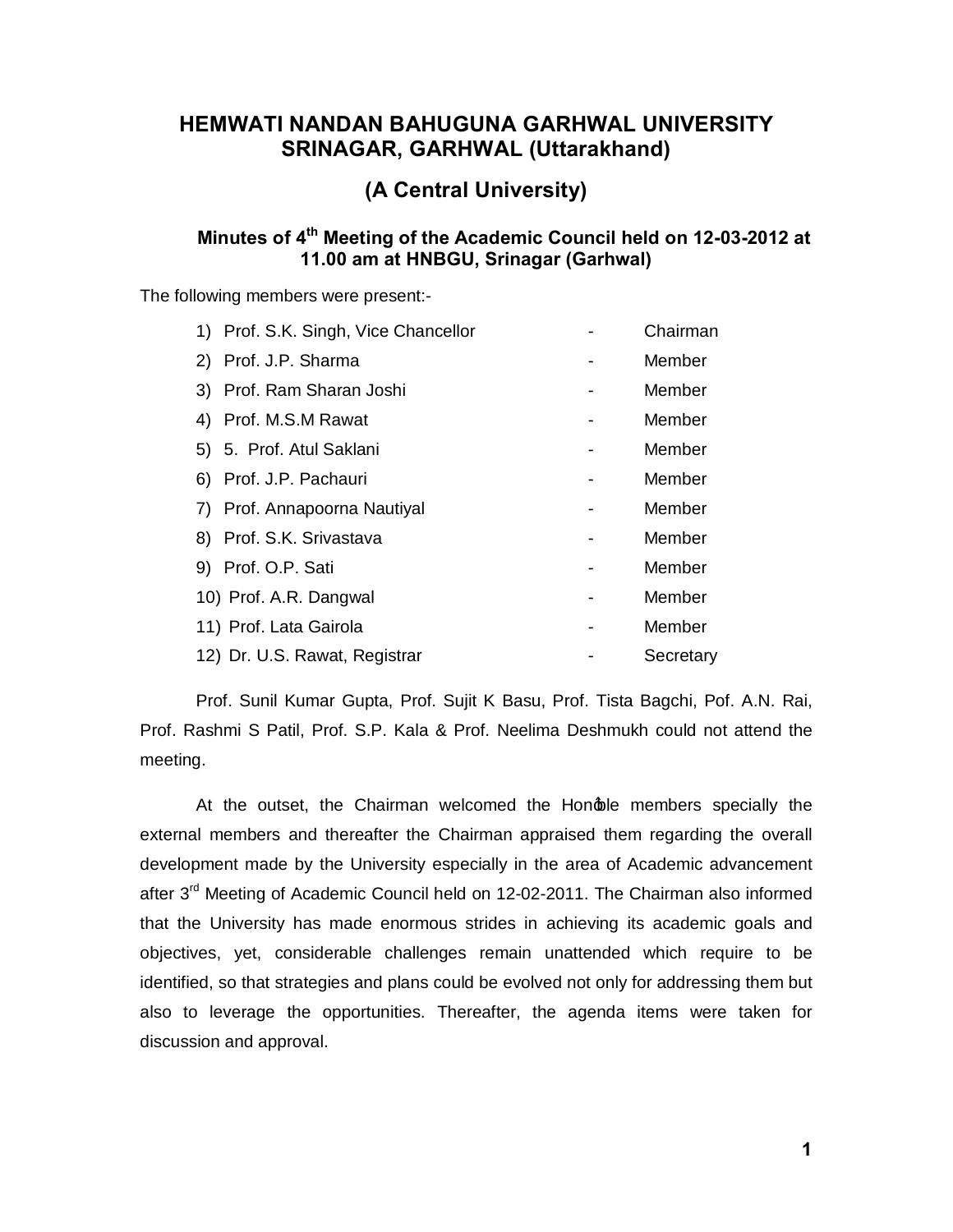# HEMWATI NANDAN BAHUGUNA GARHWAL UNIVERSITY SRINAGAR, GARHWAL (Uttarakhand)

## (A Central University)

### Minutes of 4th Meeting of the Academic Council held on 12-03-2012 at 11.00 am at HNBGU, Srinagar (Garhwal)

The following members were present:-

| | | |
|---|---|---|
| 1) Prof. S.K. Singh, Vice Chancellor | - | Chairman |
| 2) Prof. J.P. Sharma | - | Member |
| 3) Prof. Ram Sharan Joshi | - | Member |
| 4) Prof. M.S.M Rawat | - | Member |
| 5) 5. Prof. Atul Saklani | - | Member |
| 6) Prof. J.P. Pachauri | - | Member |
| 7) Prof. Annapoorna Nautiyal | - | Member |
| 8) Prof. S.K. Srivastava | - | Member |
| 9) Prof. O.P. Sati | - | Member |
| 10) Prof. A.R. Dangwal | - | Member |
| 11) Prof. Lata Gairola | - | Member |
| 12) Dr. U.S. Rawat, Registrar | - | Secretary |

Prof. Sunil Kumar Gupta, Prof. Sujit K Basu, Prof. Tista Bagchi, Pof. A.N. Rai, Prof. Rashmi S Patil, Prof. S.P. Kala & Prof. Neelima Deshmukh could not attend the meeting.

At the outset, the Chairman welcomed the Hon'ble members specially the external members and thereafter the Chairman appraised them regarding the overall development made by the University especially in the area of Academic advancement after 3rd Meeting of Academic Council held on 12-02-2011. The Chairman also informed that the University has made enormous strides in achieving its academic goals and objectives, yet, considerable challenges remain unattended which require to be identified, so that strategies and plans could be evolved not only for addressing them but also to leverage the opportunities. Thereafter, the agenda items were taken for discussion and approval.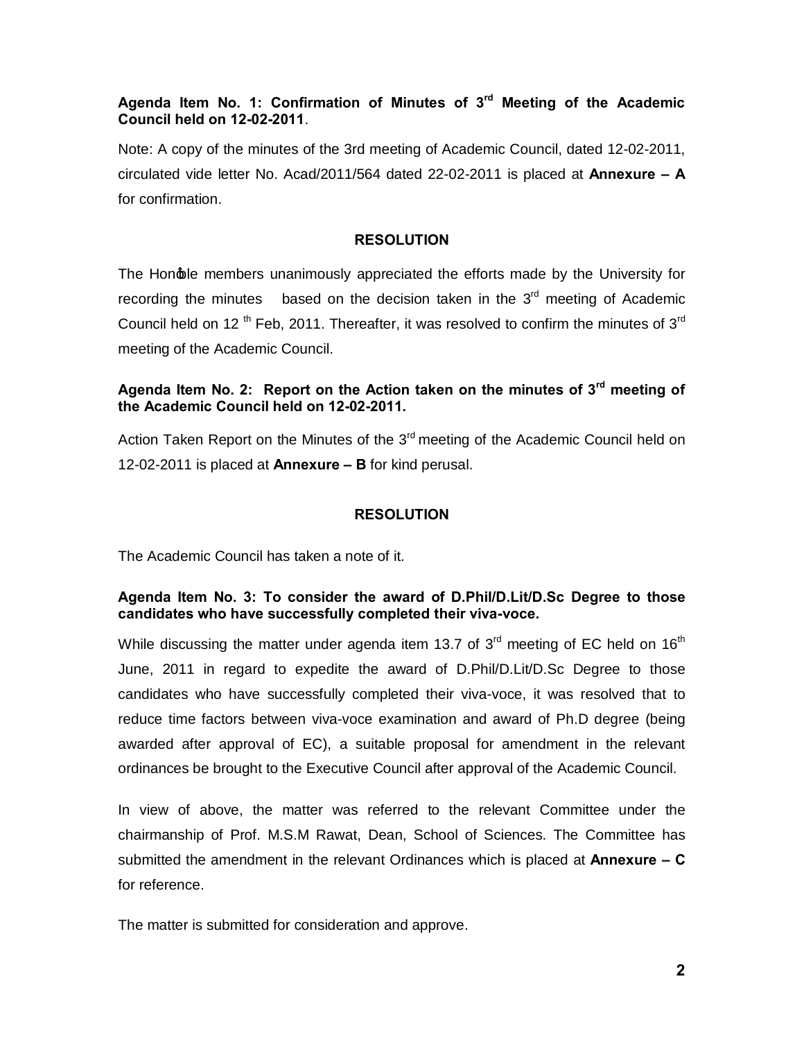**Agenda Item No. 1: Confirmation of Minutes of 3rd Meeting of the Academic Council held on 12-02-2011**.

Note: A copy of the minutes of the 3rd meeting of Academic Council, dated 12-02-2011, circulated vide letter No. Acad/2011/564 dated 22-02-2011 is placed at **Annexure – A** for confirmation.

**RESOLUTION**

The Hon'ble members unanimously appreciated the efforts made by the University for recording the minutes based on the decision taken in the 3rd meeting of Academic Council held on 12 th Feb, 2011. Thereafter, it was resolved to confirm the minutes of 3rd meeting of the Academic Council.

**Agenda Item No. 2: Report on the Action taken on the minutes of 3rd meeting of the Academic Council held on 12-02-2011.**

Action Taken Report on the Minutes of the 3rd meeting of the Academic Council held on 12-02-2011 is placed at **Annexure – B** for kind perusal.

**RESOLUTION**

The Academic Council has taken a note of it.

**Agenda Item No. 3: To consider the award of D.Phil/D.Lit/D.Sc Degree to those candidates who have successfully completed their viva-voce.**

While discussing the matter under agenda item 13.7 of 3rd meeting of EC held on 16th June, 2011 in regard to expedite the award of D.Phil/D.Lit/D.Sc Degree to those candidates who have successfully completed their viva-voce, it was resolved that to reduce time factors between viva-voce examination and award of Ph.D degree (being awarded after approval of EC), a suitable proposal for amendment in the relevant ordinances be brought to the Executive Council after approval of the Academic Council.

In view of above, the matter was referred to the relevant Committee under the chairmanship of Prof. M.S.M Rawat, Dean, School of Sciences. The Committee has submitted the amendment in the relevant Ordinances which is placed at **Annexure – C** for reference.

The matter is submitted for consideration and approve.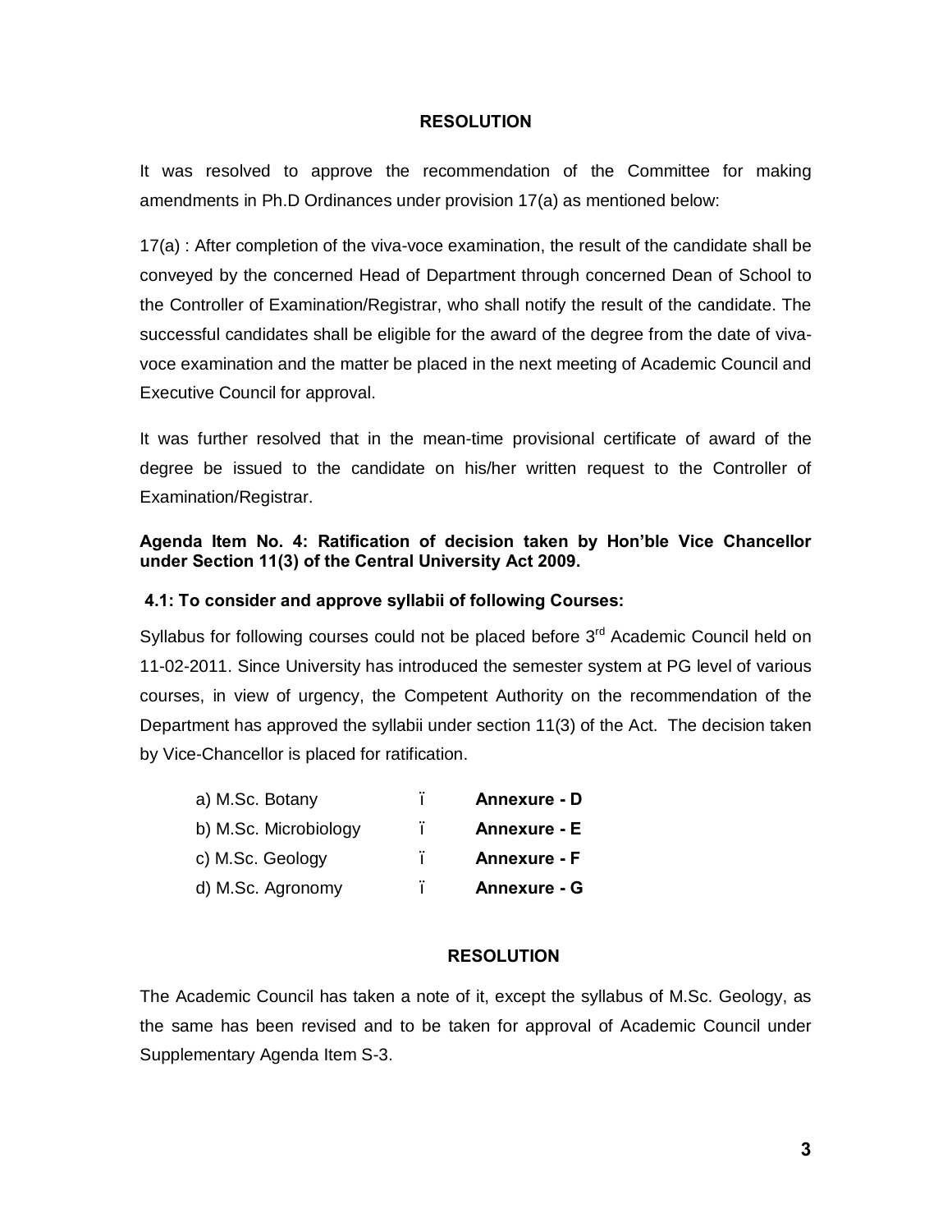**RESOLUTION**

It was resolved to approve the recommendation of the Committee for making amendments in Ph.D Ordinances under provision 17(a) as mentioned below:

17(a) : After completion of the viva-voce examination, the result of the candidate shall be conveyed by the concerned Head of Department through concerned Dean of School to the Controller of Examination/Registrar, who shall notify the result of the candidate. The successful candidates shall be eligible for the award of the degree from the date of viva-voce examination and the matter be placed in the next meeting of Academic Council and Executive Council for approval.

It was further resolved that in the mean-time provisional certificate of award of the degree be issued to the candidate on his/her written request to the Controller of Examination/Registrar.

**Agenda Item No. 4: Ratification of decision taken by Hon'ble Vice Chancellor under Section 11(3) of the Central University Act 2009.**

**4.1: To consider and approve syllabii of following Courses:**

Syllabus for following courses could not be placed before 3rd Academic Council held on 11-02-2011. Since University has introduced the semester system at PG level of various courses, in view of urgency, the Competent Authority on the recommendation of the Department has approved the syllabii under section 11(3) of the Act. The decision taken by Vice-Chancellor is placed for ratification.

a) M.Sc. Botany – **Annexure - D**
b) M.Sc. Microbiology – **Annexure - E**
c) M.Sc. Geology – **Annexure - F**
d) M.Sc. Agronomy – **Annexure - G**

**RESOLUTION**

The Academic Council has taken a note of it, except the syllabus of M.Sc. Geology, as the same has been revised and to be taken for approval of Academic Council under Supplementary Agenda Item S-3.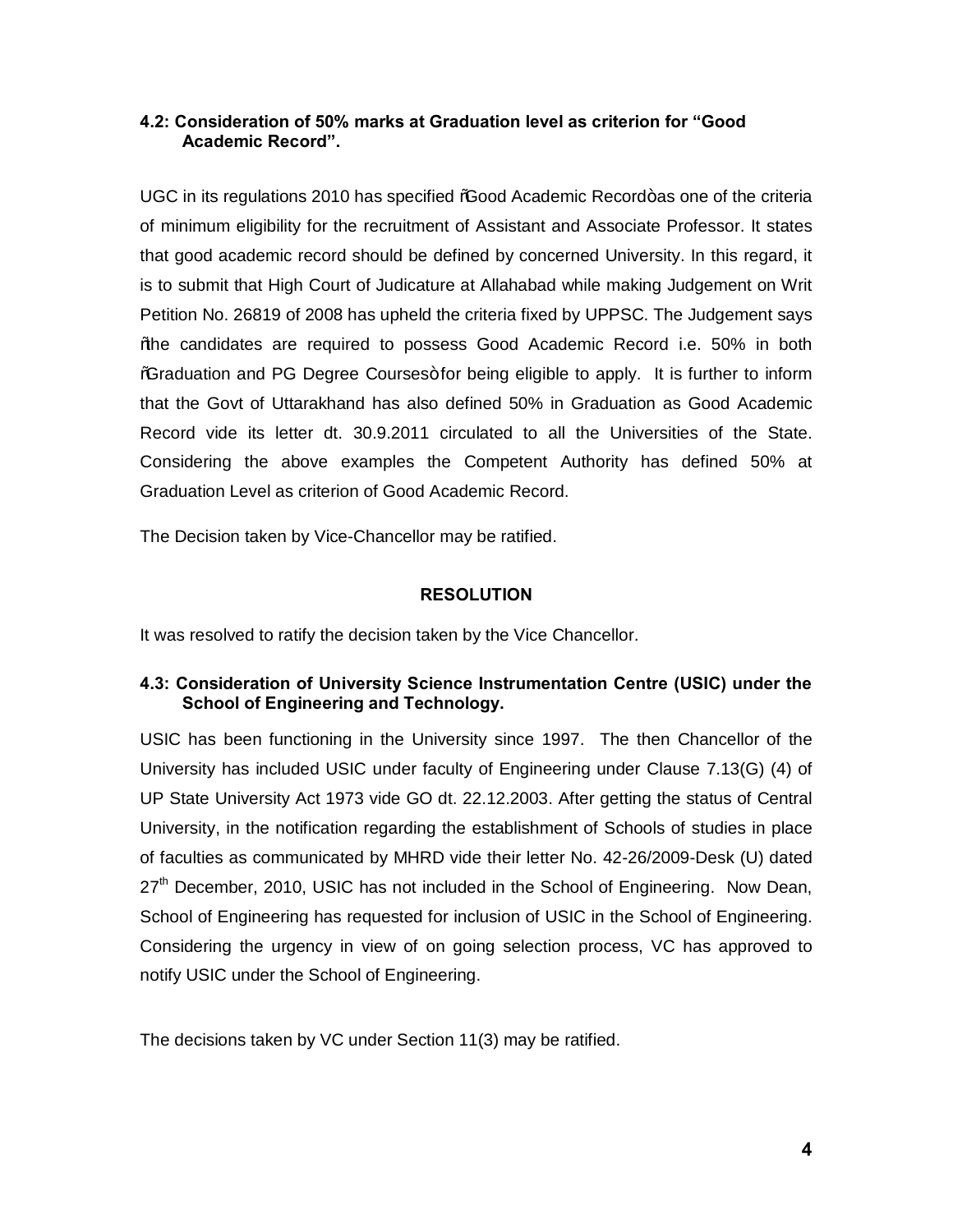### 4.2: Consideration of 50% marks at Graduation level as criterion for "Good Academic Record".

UGC in its regulations 2010 has specified "Good Academic Record" as one of the criteria of minimum eligibility for the recruitment of Assistant and Associate Professor. It states that good academic record should be defined by concerned University. In this regard, it is to submit that High Court of Judicature at Allahabad while making Judgement on Writ Petition No. 26819 of 2008 has upheld the criteria fixed by UPPSC. The Judgement says "the candidates are required to possess Good Academic Record i.e. 50% in both "Graduation and PG Degree Courses" for being eligible to apply. It is further to inform that the Govt of Uttarakhand has also defined 50% in Graduation as Good Academic Record vide its letter dt. 30.9.2011 circulated to all the Universities of the State. Considering the above examples the Competent Authority has defined 50% at Graduation Level as criterion of Good Academic Record.

The Decision taken by Vice-Chancellor may be ratified.

**RESOLUTION**

It was resolved to ratify the decision taken by the Vice Chancellor.

### 4.3: Consideration of University Science Instrumentation Centre (USIC) under the School of Engineering and Technology.

USIC has been functioning in the University since 1997. The then Chancellor of the University has included USIC under faculty of Engineering under Clause 7.13(G) (4) of UP State University Act 1973 vide GO dt. 22.12.2003. After getting the status of Central University, in the notification regarding the establishment of Schools of studies in place of faculties as communicated by MHRD vide their letter No. 42-26/2009-Desk (U) dated 27th December, 2010, USIC has not included in the School of Engineering. Now Dean, School of Engineering has requested for inclusion of USIC in the School of Engineering. Considering the urgency in view of on going selection process, VC has approved to notify USIC under the School of Engineering.

The decisions taken by VC under Section 11(3) may be ratified.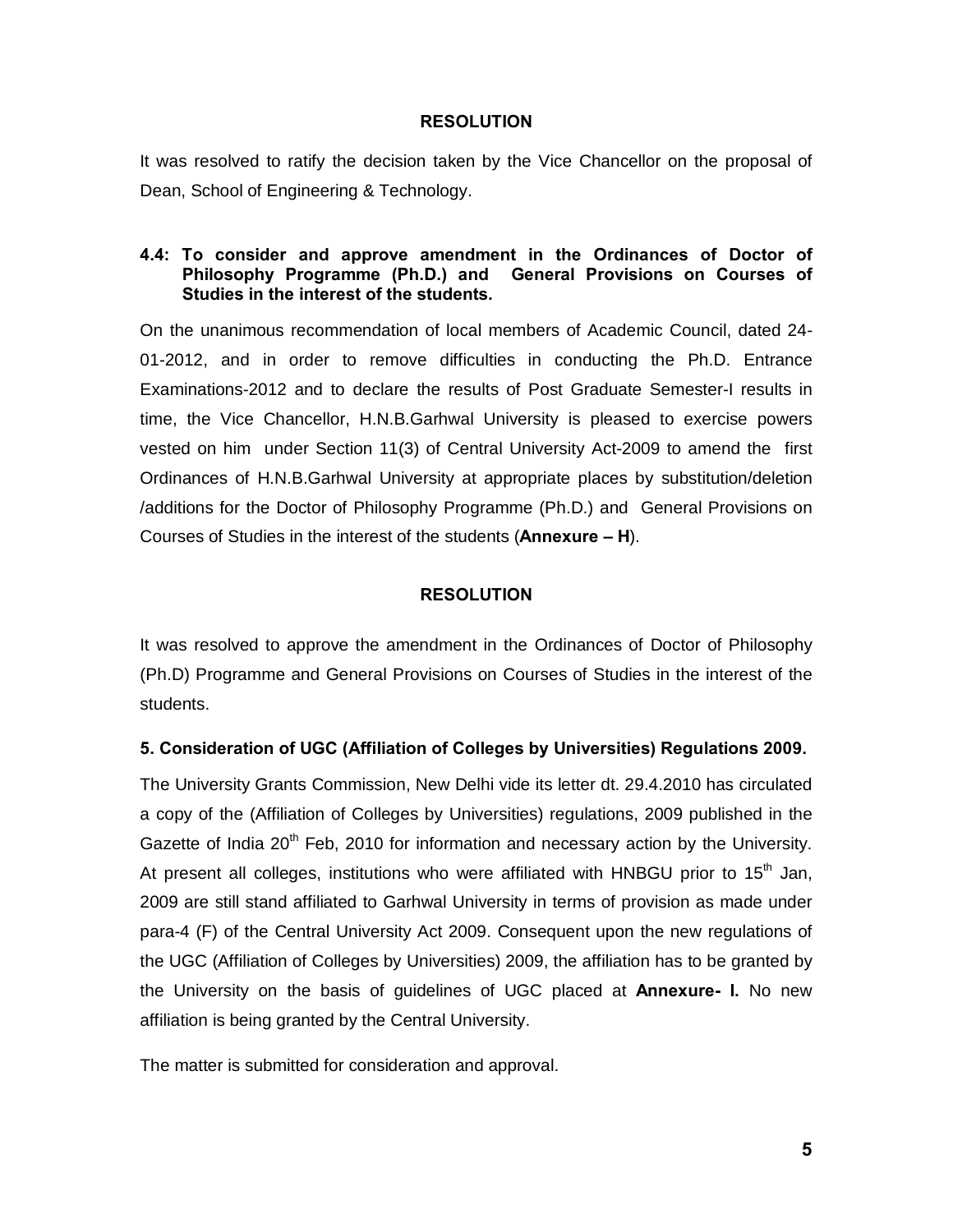**RESOLUTION**

It was resolved to ratify the decision taken by the Vice Chancellor on the proposal of Dean, School of Engineering & Technology.

**4.4: To consider and approve amendment in the Ordinances of Doctor of Philosophy Programme (Ph.D.) and General Provisions on Courses of Studies in the interest of the students.**

On the unanimous recommendation of local members of Academic Council, dated 24-01-2012, and in order to remove difficulties in conducting the Ph.D. Entrance Examinations-2012 and to declare the results of Post Graduate Semester-I results in time, the Vice Chancellor, H.N.B.Garhwal University is pleased to exercise powers vested on him under Section 11(3) of Central University Act-2009 to amend the first Ordinances of H.N.B.Garhwal University at appropriate places by substitution/deletion /additions for the Doctor of Philosophy Programme (Ph.D.) and General Provisions on Courses of Studies in the interest of the students (**Annexure – H**).

**RESOLUTION**

It was resolved to approve the amendment in the Ordinances of Doctor of Philosophy (Ph.D) Programme and General Provisions on Courses of Studies in the interest of the students.

**5. Consideration of UGC (Affiliation of Colleges by Universities) Regulations 2009.**

The University Grants Commission, New Delhi vide its letter dt. 29.4.2010 has circulated a copy of the (Affiliation of Colleges by Universities) regulations, 2009 published in the Gazette of India 20th Feb, 2010 for information and necessary action by the University. At present all colleges, institutions who were affiliated with HNBGU prior to 15th Jan, 2009 are still stand affiliated to Garhwal University in terms of provision as made under para-4 (F) of the Central University Act 2009. Consequent upon the new regulations of the UGC (Affiliation of Colleges by Universities) 2009, the affiliation has to be granted by the University on the basis of guidelines of UGC placed at **Annexure- I.** No new affiliation is being granted by the Central University.

The matter is submitted for consideration and approval.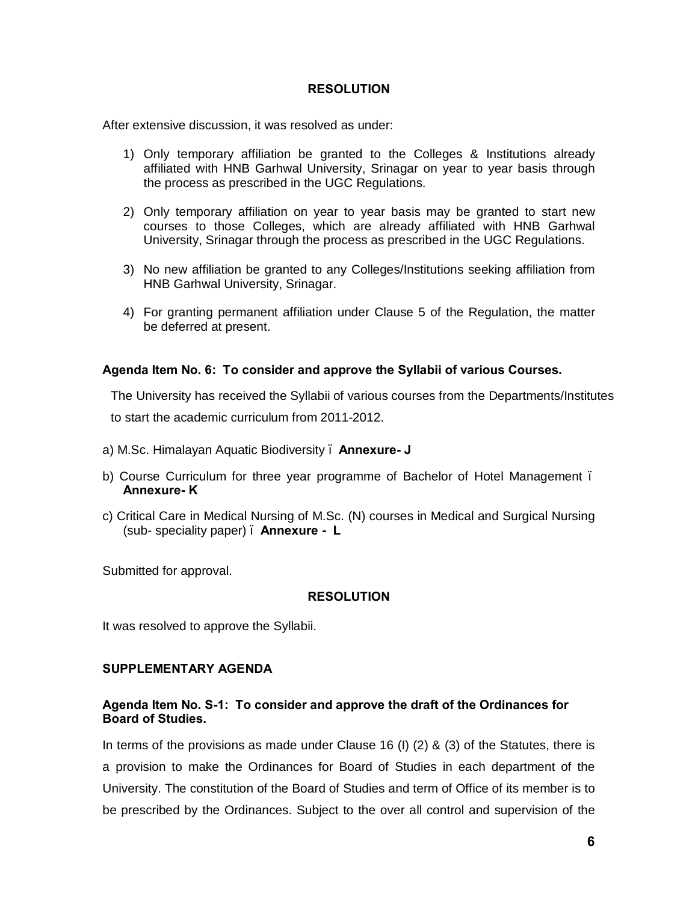**RESOLUTION**

After extensive discussion, it was resolved as under:

1) Only temporary affiliation be granted to the Colleges & Institutions already affiliated with HNB Garhwal University, Srinagar on year to year basis through the process as prescribed in the UGC Regulations.

2) Only temporary affiliation on year to year basis may be granted to start new courses to those Colleges, which are already affiliated with HNB Garhwal University, Srinagar through the process as prescribed in the UGC Regulations.

3) No new affiliation be granted to any Colleges/Institutions seeking affiliation from HNB Garhwal University, Srinagar.

4) For granting permanent affiliation under Clause 5 of the Regulation, the matter be deferred at present.

**Agenda Item No. 6: To consider and approve the Syllabii of various Courses.**

The University has received the Syllabii of various courses from the Departments/Institutes to start the academic curriculum from 2011-2012.

a) M.Sc. Himalayan Aquatic Biodiversity – **Annexure- J**

b) Course Curriculum for three year programme of Bachelor of Hotel Management – **Annexure- K**

c) Critical Care in Medical Nursing of M.Sc. (N) courses in Medical and Surgical Nursing (sub- speciality paper) – **Annexure - L**

Submitted for approval.

**RESOLUTION**

It was resolved to approve the Syllabii.

**SUPPLEMENTARY AGENDA**

**Agenda Item No. S-1: To consider and approve the draft of the Ordinances for Board of Studies.**

In terms of the provisions as made under Clause 16 (I) (2) & (3) of the Statutes, there is a provision to make the Ordinances for Board of Studies in each department of the University. The constitution of the Board of Studies and term of Office of its member is to be prescribed by the Ordinances. Subject to the over all control and supervision of the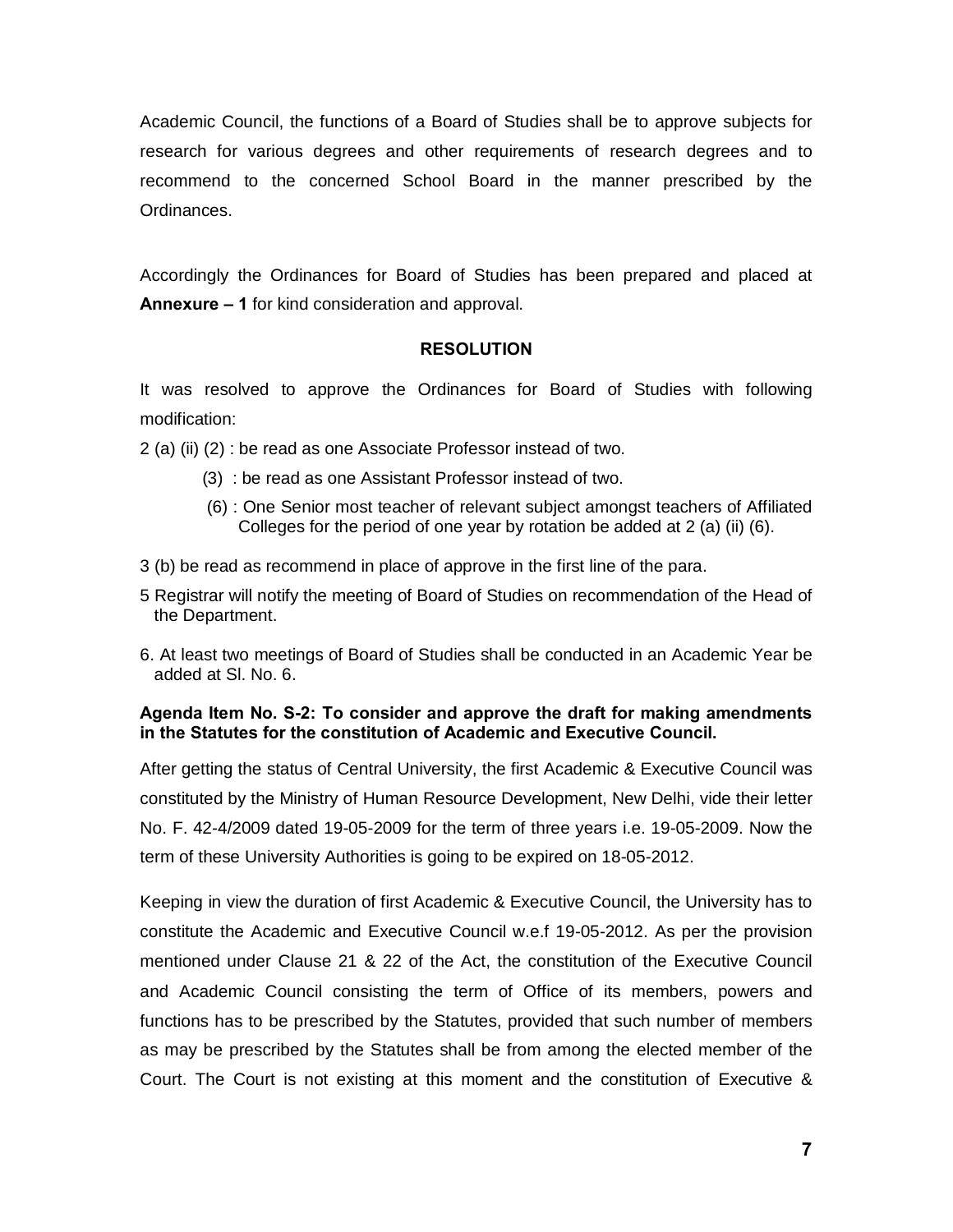Academic Council, the functions of a Board of Studies shall be to approve subjects for research for various degrees and other requirements of research degrees and to recommend to the concerned School Board in the manner prescribed by the Ordinances.

Accordingly the Ordinances for Board of Studies has been prepared and placed at **Annexure – 1** for kind consideration and approval.

**RESOLUTION**

It was resolved to approve the Ordinances for Board of Studies with following modification:

2 (a) (ii) (2) : be read as one Associate Professor instead of two.

(3) : be read as one Assistant Professor instead of two.

(6) : One Senior most teacher of relevant subject amongst teachers of Affiliated Colleges for the period of one year by rotation be added at 2 (a) (ii) (6).

3 (b) be read as recommend in place of approve in the first line of the para.

5 Registrar will notify the meeting of Board of Studies on recommendation of the Head of the Department.

6. At least two meetings of Board of Studies shall be conducted in an Academic Year be added at Sl. No. 6.

**Agenda Item No. S-2: To consider and approve the draft for making amendments in the Statutes for the constitution of Academic and Executive Council.**

After getting the status of Central University, the first Academic & Executive Council was constituted by the Ministry of Human Resource Development, New Delhi, vide their letter No. F. 42-4/2009 dated 19-05-2009 for the term of three years i.e. 19-05-2009. Now the term of these University Authorities is going to be expired on 18-05-2012.

Keeping in view the duration of first Academic & Executive Council, the University has to constitute the Academic and Executive Council w.e.f 19-05-2012. As per the provision mentioned under Clause 21 & 22 of the Act, the constitution of the Executive Council and Academic Council consisting the term of Office of its members, powers and functions has to be prescribed by the Statutes, provided that such number of members as may be prescribed by the Statutes shall be from among the elected member of the Court. The Court is not existing at this moment and the constitution of Executive &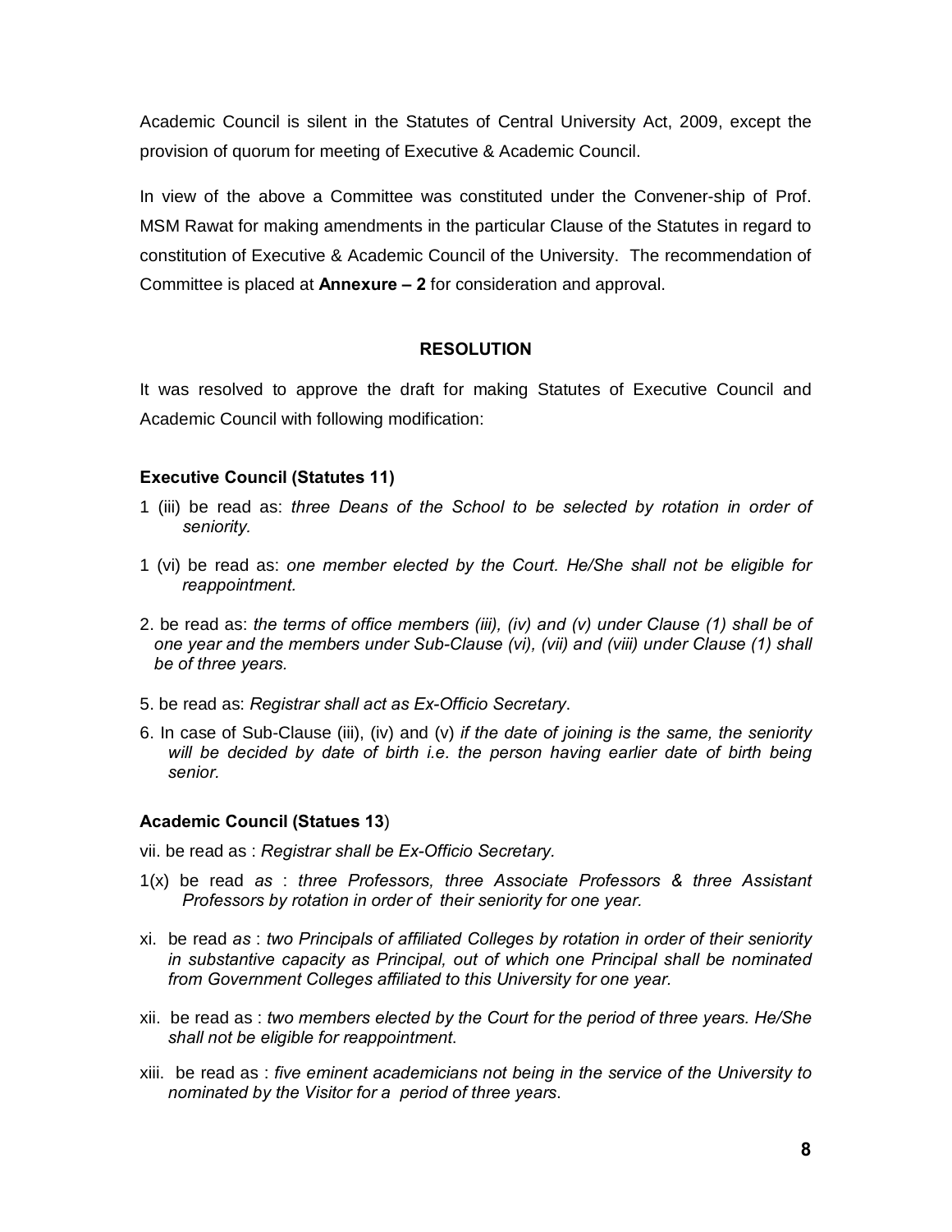Academic Council is silent in the Statutes of Central University Act, 2009, except the provision of quorum for meeting of Executive & Academic Council.

In view of the above a Committee was constituted under the Convener-ship of Prof. MSM Rawat for making amendments in the particular Clause of the Statutes in regard to constitution of Executive & Academic Council of the University. The recommendation of Committee is placed at **Annexure – 2** for consideration and approval.

## RESOLUTION

It was resolved to approve the draft for making Statutes of Executive Council and Academic Council with following modification:

**Executive Council (Statutes 11)**

1 (iii) be read as: *three Deans of the School to be selected by rotation in order of seniority.*

1 (vi) be read as: *one member elected by the Court. He/She shall not be eligible for reappointment.*

2. be read as: *the terms of office members (iii), (iv) and (v) under Clause (1) shall be of one year and the members under Sub-Clause (vi), (vii) and (viii) under Clause (1) shall be of three years.*

5. be read as: *Registrar shall act as Ex-Officio Secretary*.

6. In case of Sub-Clause (iii), (iv) and (v) *if the date of joining is the same, the seniority will be decided by date of birth i.e. the person having earlier date of birth being senior.*

**Academic Council (Statues 13**)

vii. be read as : *Registrar shall be Ex-Officio Secretary.*

1(x) be read *as* : *three Professors, three Associate Professors & three Assistant Professors by rotation in order of their seniority for one year.*

xi. be read *as* : *two Principals of affiliated Colleges by rotation in order of their seniority in substantive capacity as Principal, out of which one Principal shall be nominated from Government Colleges affiliated to this University for one year.*

xii. be read as : *two members elected by the Court for the period of three years. He/She shall not be eligible for reappointment*.

xiii. be read as : *five eminent academicians not being in the service of the University to nominated by the Visitor for a period of three years*.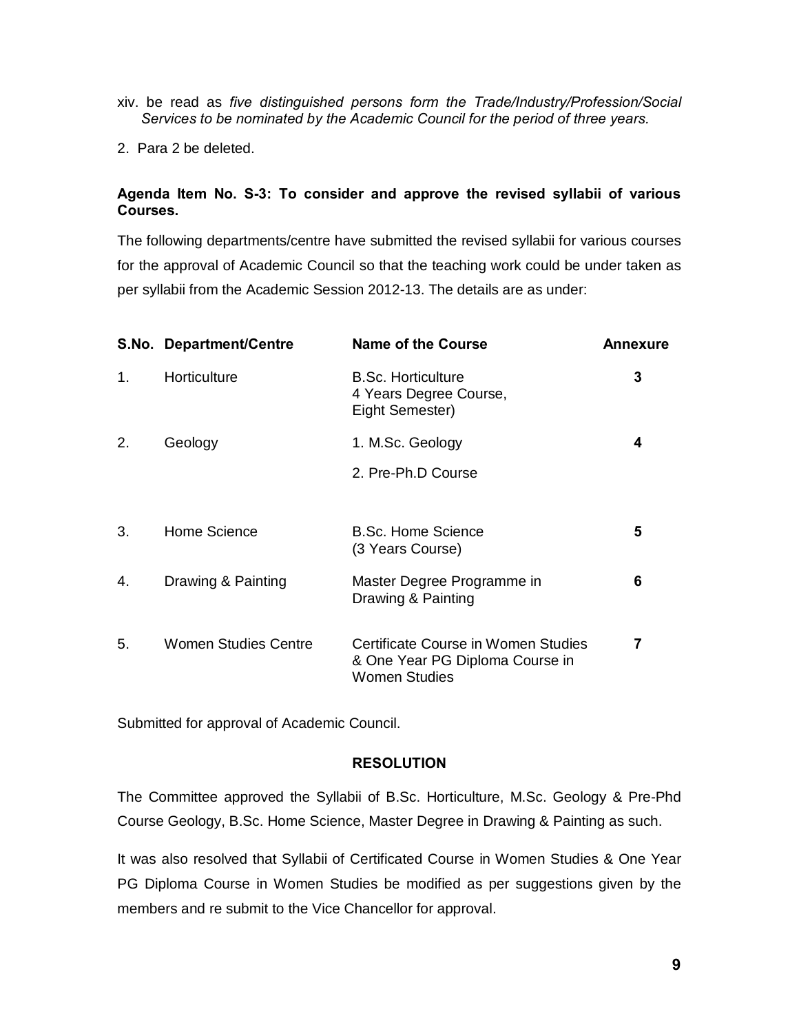xiv. be read as *five distinguished persons form the Trade/Industry/Profession/Social Services to be nominated by the Academic Council for the period of three years.*

2. Para 2 be deleted.

**Agenda Item No. S-3: To consider and approve the revised syllabii of various Courses.**

The following departments/centre have submitted the revised syllabii for various courses for the approval of Academic Council so that the teaching work could be under taken as per syllabii from the Academic Session 2012-13. The details are as under:

| S.No. | Department/Centre | Name of the Course | Annexure |
|---|---|---|---|
| 1. | Horticulture | B.Sc. Horticulture 4 Years Degree Course, Eight Semester) | **3** |
| 2. | Geology | 1. M.Sc. Geology<br>2. Pre-Ph.D Course | **4** |
| 3. | Home Science | B.Sc. Home Science (3 Years Course) | **5** |
| 4. | Drawing & Painting | Master Degree Programme in Drawing & Painting | **6** |
| 5. | Women Studies Centre | Certificate Course in Women Studies & One Year PG Diploma Course in Women Studies | **7** |

Submitted for approval of Academic Council.

**RESOLUTION**

The Committee approved the Syllabii of B.Sc. Horticulture, M.Sc. Geology & Pre-Phd Course Geology, B.Sc. Home Science, Master Degree in Drawing & Painting as such.

It was also resolved that Syllabii of Certificated Course in Women Studies & One Year PG Diploma Course in Women Studies be modified as per suggestions given by the members and re submit to the Vice Chancellor for approval.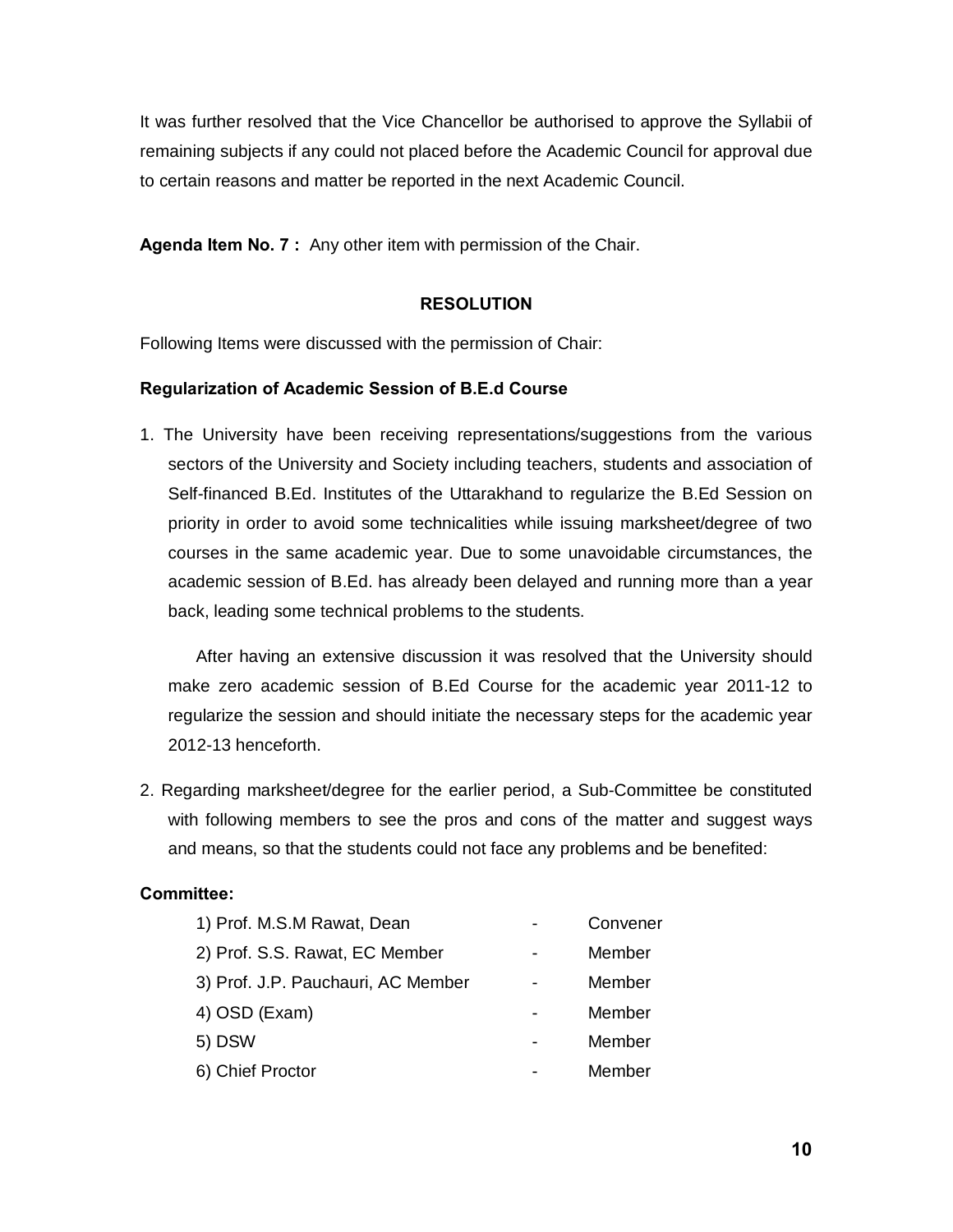It was further resolved that the Vice Chancellor be authorised to approve the Syllabii of remaining subjects if any could not placed before the Academic Council for approval due to certain reasons and matter be reported in the next Academic Council.

**Agenda Item No. 7 :** Any other item with permission of the Chair.

**RESOLUTION**

Following Items were discussed with the permission of Chair:

**Regularization of Academic Session of B.E.d Course**

1. The University have been receiving representations/suggestions from the various sectors of the University and Society including teachers, students and association of Self-financed B.Ed. Institutes of the Uttarakhand to regularize the B.Ed Session on priority in order to avoid some technicalities while issuing marksheet/degree of two courses in the same academic year. Due to some unavoidable circumstances, the academic session of B.Ed. has already been delayed and running more than a year back, leading some technical problems to the students.

   After having an extensive discussion it was resolved that the University should make zero academic session of B.Ed Course for the academic year 2011-12 to regularize the session and should initiate the necessary steps for the academic year 2012-13 henceforth.

2. Regarding marksheet/degree for the earlier period, a Sub-Committee be constituted with following members to see the pros and cons of the matter and suggest ways and means, so that the students could not face any problems and be benefited:

**Committee:**

| | | |
|---|---|---|
| 1) Prof. M.S.M Rawat, Dean | - | Convener |
| 2) Prof. S.S. Rawat, EC Member | - | Member |
| 3) Prof. J.P. Pauchauri, AC Member | - | Member |
| 4) OSD (Exam) | - | Member |
| 5) DSW | - | Member |
| 6) Chief Proctor | - | Member |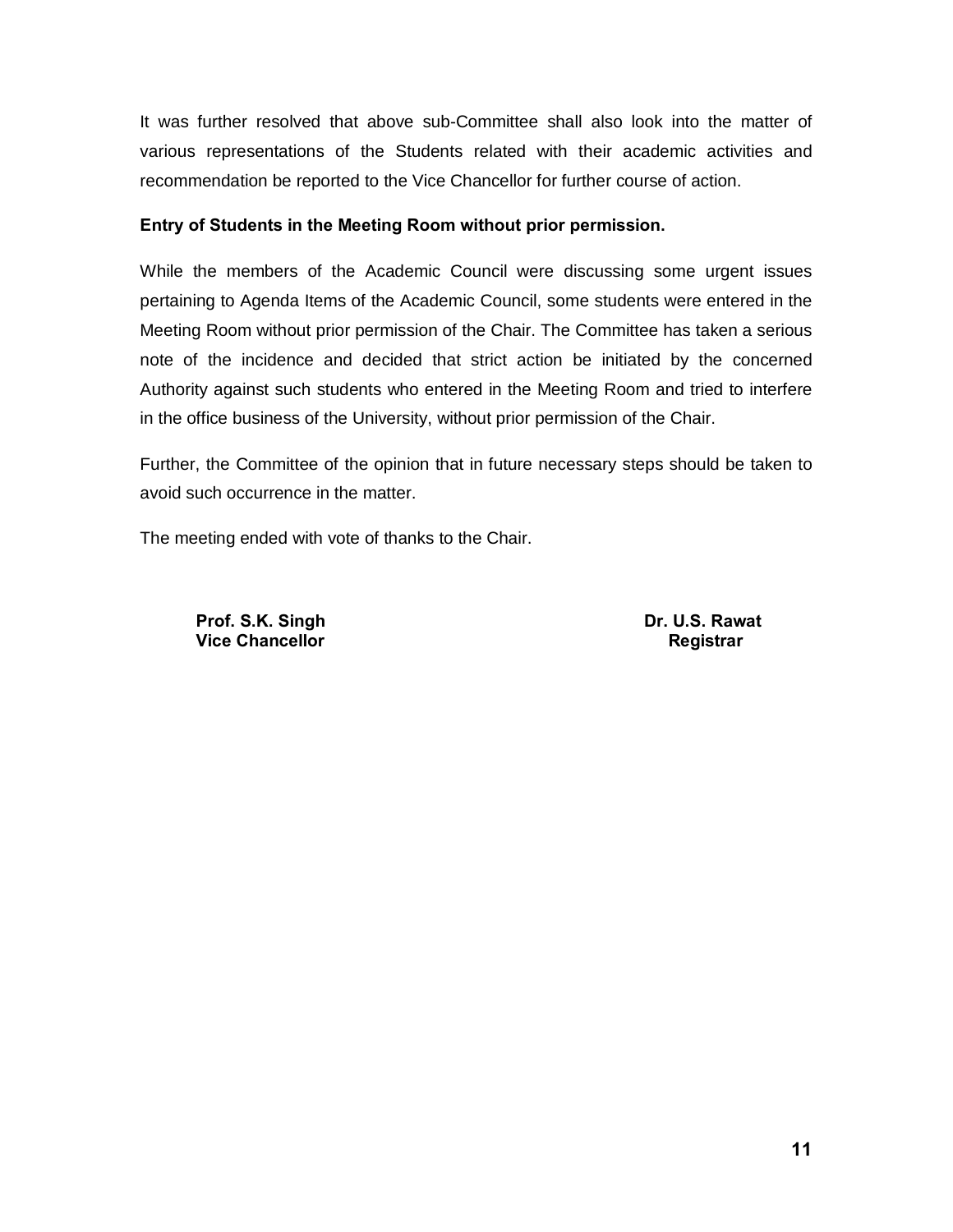It was further resolved that above sub-Committee shall also look into the matter of various representations of the Students related with their academic activities and recommendation be reported to the Vice Chancellor for further course of action.

**Entry of Students in the Meeting Room without prior permission.**

While the members of the Academic Council were discussing some urgent issues pertaining to Agenda Items of the Academic Council, some students were entered in the Meeting Room without prior permission of the Chair. The Committee has taken a serious note of the incidence and decided that strict action be initiated by the concerned Authority against such students who entered in the Meeting Room and tried to interfere in the office business of the University, without prior permission of the Chair.

Further, the Committee of the opinion that in future necessary steps should be taken to avoid such occurrence in the matter.

The meeting ended with vote of thanks to the Chair.

**Prof. S.K. Singh**
**Vice Chancellor**

**Dr. U.S. Rawat**
**Registrar**